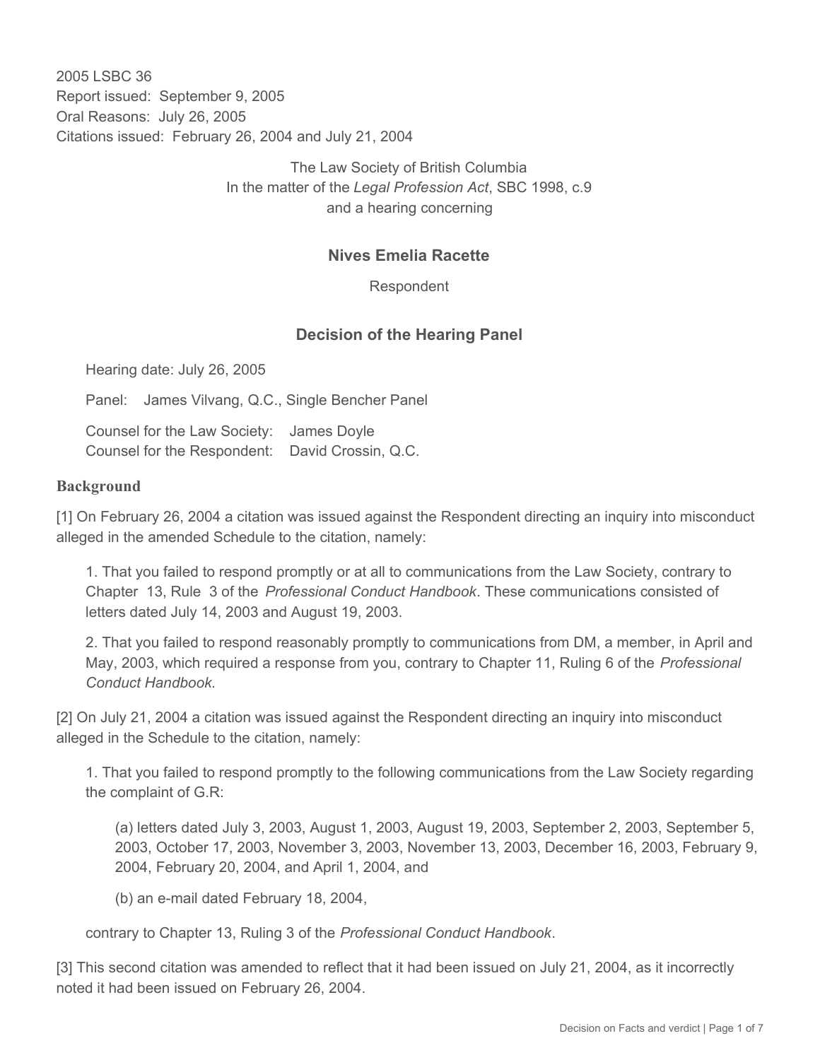2005 LSBC 36
Report issued: September 9, 2005
Oral Reasons: July 26, 2005
Citations issued: February 26, 2004 and July 21, 2004

The Law Society of British Columbia
In the matter of the *Legal Profession Act*, SBC 1998, c.9
and a hearing concerning

## Nives Emelia Racette

Respondent

## Decision of the Hearing Panel

Hearing date: July 26, 2005

Panel: James Vilvang, Q.C., Single Bencher Panel

Counsel for the Law Society: James Doyle
Counsel for the Respondent: David Crossin, Q.C.

### Background

[1] On February 26, 2004 a citation was issued against the Respondent directing an inquiry into misconduct alleged in the amended Schedule to the citation, namely:

1. That you failed to respond promptly or at all to communications from the Law Society, contrary to Chapter 13, Rule 3 of the *Professional Conduct Handbook*. These communications consisted of letters dated July 14, 2003 and August 19, 2003.

2. That you failed to respond reasonably promptly to communications from DM, a member, in April and May, 2003, which required a response from you, contrary to Chapter 11, Ruling 6 of the *Professional Conduct Handbook.*

[2] On July 21, 2004 a citation was issued against the Respondent directing an inquiry into misconduct alleged in the Schedule to the citation, namely:

1. That you failed to respond promptly to the following communications from the Law Society regarding the complaint of G.R:

(a) letters dated July 3, 2003, August 1, 2003, August 19, 2003, September 2, 2003, September 5, 2003, October 17, 2003, November 3, 2003, November 13, 2003, December 16, 2003, February 9, 2004, February 20, 2004, and April 1, 2004, and

(b) an e-mail dated February 18, 2004,

contrary to Chapter 13, Ruling 3 of the *Professional Conduct Handbook*.

[3] This second citation was amended to reflect that it had been issued on July 21, 2004, as it incorrectly noted it had been issued on February 26, 2004.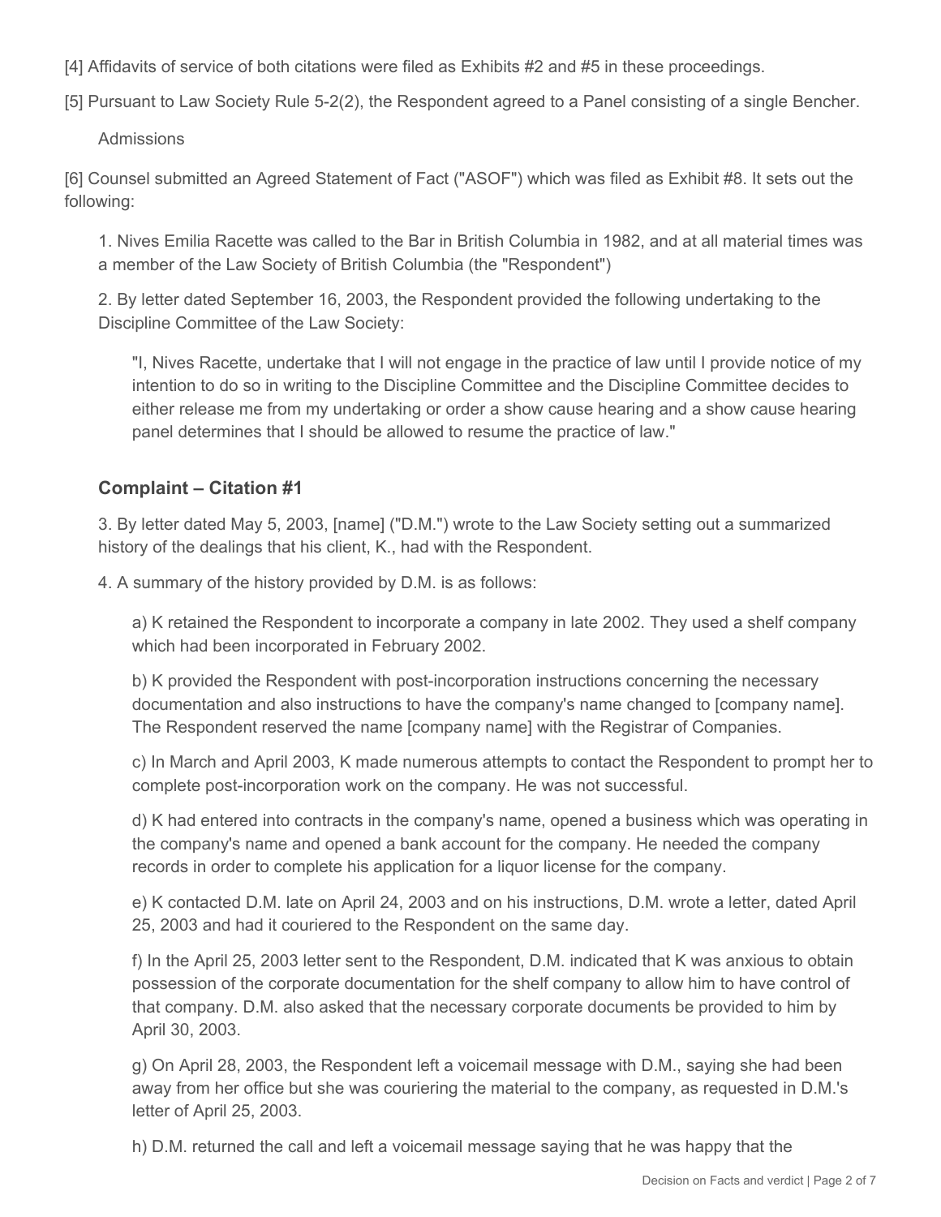[4] Affidavits of service of both citations were filed as Exhibits #2 and #5 in these proceedings.

[5] Pursuant to Law Society Rule 5-2(2), the Respondent agreed to a Panel consisting of a single Bencher.

Admissions

[6] Counsel submitted an Agreed Statement of Fact ("ASOF") which was filed as Exhibit #8. It sets out the following:

> 1. Nives Emilia Racette was called to the Bar in British Columbia in 1982, and at all material times was a member of the Law Society of British Columbia (the "Respondent")
>
> 2. By letter dated September 16, 2003, the Respondent provided the following undertaking to the Discipline Committee of the Law Society:
>
> > "I, Nives Racette, undertake that I will not engage in the practice of law until I provide notice of my intention to do so in writing to the Discipline Committee and the Discipline Committee decides to either release me from my undertaking or order a show cause hearing and a show cause hearing panel determines that I should be allowed to resume the practice of law."

### Complaint – Citation #1

> 3. By letter dated May 5, 2003, [name] ("D.M.") wrote to the Law Society setting out a summarized history of the dealings that his client, K., had with the Respondent.
>
> 4. A summary of the history provided by D.M. is as follows:
>
> > a) K retained the Respondent to incorporate a company in late 2002. They used a shelf company which had been incorporated in February 2002.
> >
> > b) K provided the Respondent with post-incorporation instructions concerning the necessary documentation and also instructions to have the company's name changed to [company name]. The Respondent reserved the name [company name] with the Registrar of Companies.
> >
> > c) In March and April 2003, K made numerous attempts to contact the Respondent to prompt her to complete post-incorporation work on the company. He was not successful.
> >
> > d) K had entered into contracts in the company's name, opened a business which was operating in the company's name and opened a bank account for the company. He needed the company records in order to complete his application for a liquor license for the company.
> >
> > e) K contacted D.M. late on April 24, 2003 and on his instructions, D.M. wrote a letter, dated April 25, 2003 and had it couriered to the Respondent on the same day.
> >
> > f) In the April 25, 2003 letter sent to the Respondent, D.M. indicated that K was anxious to obtain possession of the corporate documentation for the shelf company to allow him to have control of that company. D.M. also asked that the necessary corporate documents be provided to him by April 30, 2003.
> >
> > g) On April 28, 2003, the Respondent left a voicemail message with D.M., saying she had been away from her office but she was couriering the material to the company, as requested in D.M.'s letter of April 25, 2003.
> >
> > h) D.M. returned the call and left a voicemail message saying that he was happy that the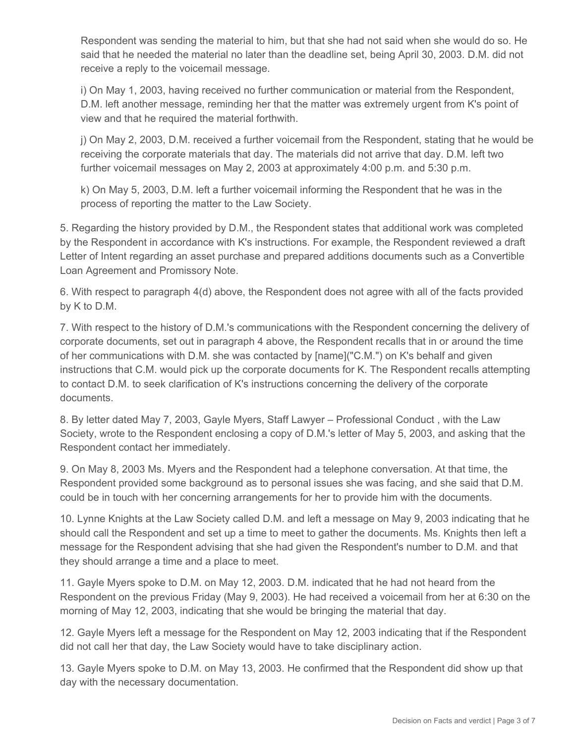Respondent was sending the material to him, but that she had not said when she would do so. He said that he needed the material no later than the deadline set, being April 30, 2003. D.M. did not receive a reply to the voicemail message.

i) On May 1, 2003, having received no further communication or material from the Respondent, D.M. left another message, reminding her that the matter was extremely urgent from K's point of view and that he required the material forthwith.

j) On May 2, 2003, D.M. received a further voicemail from the Respondent, stating that he would be receiving the corporate materials that day. The materials did not arrive that day. D.M. left two further voicemail messages on May 2, 2003 at approximately 4:00 p.m. and 5:30 p.m.

k) On May 5, 2003, D.M. left a further voicemail informing the Respondent that he was in the process of reporting the matter to the Law Society.

5. Regarding the history provided by D.M., the Respondent states that additional work was completed by the Respondent in accordance with K's instructions. For example, the Respondent reviewed a draft Letter of Intent regarding an asset purchase and prepared additions documents such as a Convertible Loan Agreement and Promissory Note.

6. With respect to paragraph 4(d) above, the Respondent does not agree with all of the facts provided by K to D.M.

7. With respect to the history of D.M.'s communications with the Respondent concerning the delivery of corporate documents, set out in paragraph 4 above, the Respondent recalls that in or around the time of her communications with D.M. she was contacted by [name]("C.M.") on K's behalf and given instructions that C.M. would pick up the corporate documents for K. The Respondent recalls attempting to contact D.M. to seek clarification of K's instructions concerning the delivery of the corporate documents.

8. By letter dated May 7, 2003, Gayle Myers, Staff Lawyer – Professional Conduct , with the Law Society, wrote to the Respondent enclosing a copy of D.M.'s letter of May 5, 2003, and asking that the Respondent contact her immediately.

9. On May 8, 2003 Ms. Myers and the Respondent had a telephone conversation. At that time, the Respondent provided some background as to personal issues she was facing, and she said that D.M. could be in touch with her concerning arrangements for her to provide him with the documents.

10. Lynne Knights at the Law Society called D.M. and left a message on May 9, 2003 indicating that he should call the Respondent and set up a time to meet to gather the documents. Ms. Knights then left a message for the Respondent advising that she had given the Respondent's number to D.M. and that they should arrange a time and a place to meet.

11. Gayle Myers spoke to D.M. on May 12, 2003. D.M. indicated that he had not heard from the Respondent on the previous Friday (May 9, 2003). He had received a voicemail from her at 6:30 on the morning of May 12, 2003, indicating that she would be bringing the material that day.

12. Gayle Myers left a message for the Respondent on May 12, 2003 indicating that if the Respondent did not call her that day, the Law Society would have to take disciplinary action.

13. Gayle Myers spoke to D.M. on May 13, 2003. He confirmed that the Respondent did show up that day with the necessary documentation.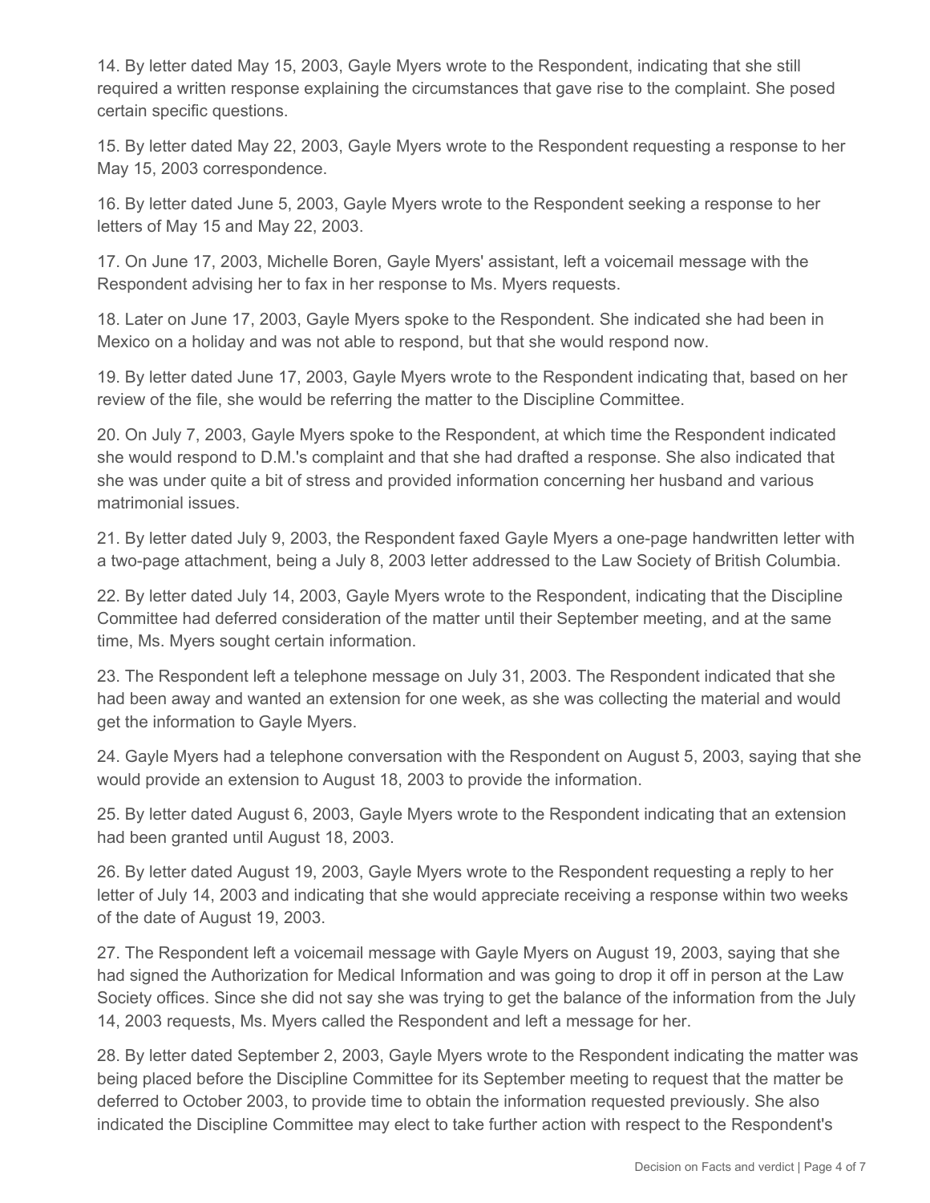14. By letter dated May 15, 2003, Gayle Myers wrote to the Respondent, indicating that she still required a written response explaining the circumstances that gave rise to the complaint. She posed certain specific questions.

15. By letter dated May 22, 2003, Gayle Myers wrote to the Respondent requesting a response to her May 15, 2003 correspondence.

16. By letter dated June 5, 2003, Gayle Myers wrote to the Respondent seeking a response to her letters of May 15 and May 22, 2003.

17. On June 17, 2003, Michelle Boren, Gayle Myers' assistant, left a voicemail message with the Respondent advising her to fax in her response to Ms. Myers requests.

18. Later on June 17, 2003, Gayle Myers spoke to the Respondent. She indicated she had been in Mexico on a holiday and was not able to respond, but that she would respond now.

19. By letter dated June 17, 2003, Gayle Myers wrote to the Respondent indicating that, based on her review of the file, she would be referring the matter to the Discipline Committee.

20. On July 7, 2003, Gayle Myers spoke to the Respondent, at which time the Respondent indicated she would respond to D.M.'s complaint and that she had drafted a response. She also indicated that she was under quite a bit of stress and provided information concerning her husband and various matrimonial issues.

21. By letter dated July 9, 2003, the Respondent faxed Gayle Myers a one-page handwritten letter with a two-page attachment, being a July 8, 2003 letter addressed to the Law Society of British Columbia.

22. By letter dated July 14, 2003, Gayle Myers wrote to the Respondent, indicating that the Discipline Committee had deferred consideration of the matter until their September meeting, and at the same time, Ms. Myers sought certain information.

23. The Respondent left a telephone message on July 31, 2003. The Respondent indicated that she had been away and wanted an extension for one week, as she was collecting the material and would get the information to Gayle Myers.

24. Gayle Myers had a telephone conversation with the Respondent on August 5, 2003, saying that she would provide an extension to August 18, 2003 to provide the information.

25. By letter dated August 6, 2003, Gayle Myers wrote to the Respondent indicating that an extension had been granted until August 18, 2003.

26. By letter dated August 19, 2003, Gayle Myers wrote to the Respondent requesting a reply to her letter of July 14, 2003 and indicating that she would appreciate receiving a response within two weeks of the date of August 19, 2003.

27. The Respondent left a voicemail message with Gayle Myers on August 19, 2003, saying that she had signed the Authorization for Medical Information and was going to drop it off in person at the Law Society offices. Since she did not say she was trying to get the balance of the information from the July 14, 2003 requests, Ms. Myers called the Respondent and left a message for her.

28. By letter dated September 2, 2003, Gayle Myers wrote to the Respondent indicating the matter was being placed before the Discipline Committee for its September meeting to request that the matter be deferred to October 2003, to provide time to obtain the information requested previously. She also indicated the Discipline Committee may elect to take further action with respect to the Respondent's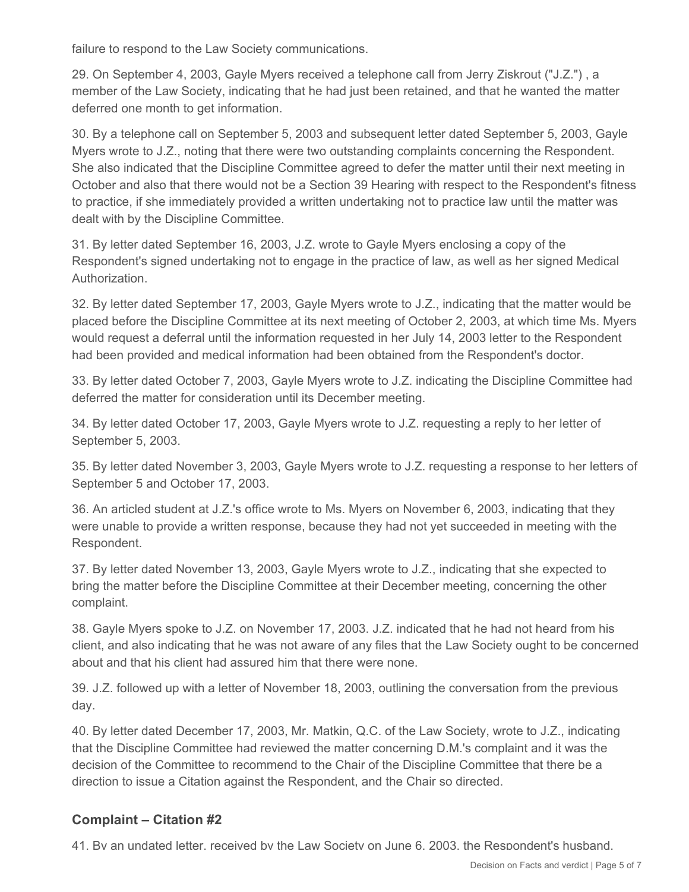failure to respond to the Law Society communications.

29. On September 4, 2003, Gayle Myers received a telephone call from Jerry Ziskrout ("J.Z.") , a member of the Law Society, indicating that he had just been retained, and that he wanted the matter deferred one month to get information.

30. By a telephone call on September 5, 2003 and subsequent letter dated September 5, 2003, Gayle Myers wrote to J.Z., noting that there were two outstanding complaints concerning the Respondent. She also indicated that the Discipline Committee agreed to defer the matter until their next meeting in October and also that there would not be a Section 39 Hearing with respect to the Respondent's fitness to practice, if she immediately provided a written undertaking not to practice law until the matter was dealt with by the Discipline Committee.

31. By letter dated September 16, 2003, J.Z. wrote to Gayle Myers enclosing a copy of the Respondent's signed undertaking not to engage in the practice of law, as well as her signed Medical Authorization.

32. By letter dated September 17, 2003, Gayle Myers wrote to J.Z., indicating that the matter would be placed before the Discipline Committee at its next meeting of October 2, 2003, at which time Ms. Myers would request a deferral until the information requested in her July 14, 2003 letter to the Respondent had been provided and medical information had been obtained from the Respondent's doctor.

33. By letter dated October 7, 2003, Gayle Myers wrote to J.Z. indicating the Discipline Committee had deferred the matter for consideration until its December meeting.

34. By letter dated October 17, 2003, Gayle Myers wrote to J.Z. requesting a reply to her letter of September 5, 2003.

35. By letter dated November 3, 2003, Gayle Myers wrote to J.Z. requesting a response to her letters of September 5 and October 17, 2003.

36. An articled student at J.Z.'s office wrote to Ms. Myers on November 6, 2003, indicating that they were unable to provide a written response, because they had not yet succeeded in meeting with the Respondent.

37. By letter dated November 13, 2003, Gayle Myers wrote to J.Z., indicating that she expected to bring the matter before the Discipline Committee at their December meeting, concerning the other complaint.

38. Gayle Myers spoke to J.Z. on November 17, 2003. J.Z. indicated that he had not heard from his client, and also indicating that he was not aware of any files that the Law Society ought to be concerned about and that his client had assured him that there were none.

39. J.Z. followed up with a letter of November 18, 2003, outlining the conversation from the previous day.

40. By letter dated December 17, 2003, Mr. Matkin, Q.C. of the Law Society, wrote to J.Z., indicating that the Discipline Committee had reviewed the matter concerning D.M.'s complaint and it was the decision of the Committee to recommend to the Chair of the Discipline Committee that there be a direction to issue a Citation against the Respondent, and the Chair so directed.

## Complaint – Citation #2

41. By an undated letter, received by the Law Society on June 6, 2003, the Respondent's husband.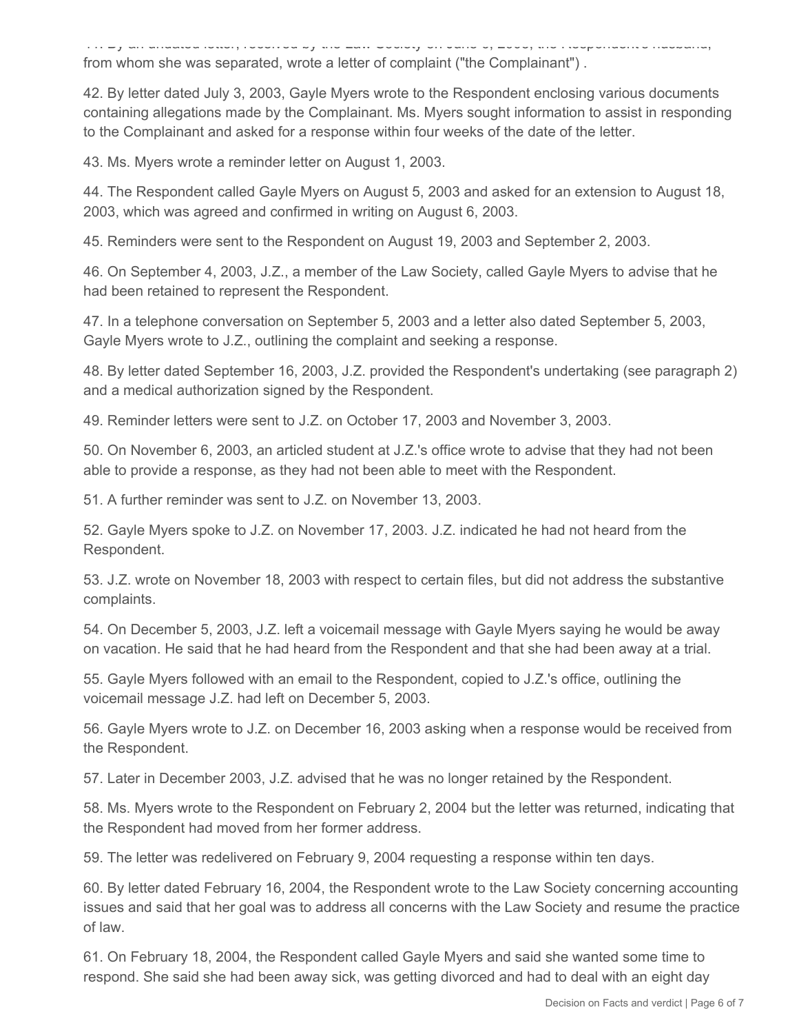41. By an undated letter, received by the Law Society on June 6, 2003, the Respondent's husband, from whom she was separated, wrote a letter of complaint ("the Complainant") .

42. By letter dated July 3, 2003, Gayle Myers wrote to the Respondent enclosing various documents containing allegations made by the Complainant. Ms. Myers sought information to assist in responding to the Complainant and asked for a response within four weeks of the date of the letter.

43. Ms. Myers wrote a reminder letter on August 1, 2003.

44. The Respondent called Gayle Myers on August 5, 2003 and asked for an extension to August 18, 2003, which was agreed and confirmed in writing on August 6, 2003.

45. Reminders were sent to the Respondent on August 19, 2003 and September 2, 2003.

46. On September 4, 2003, J.Z., a member of the Law Society, called Gayle Myers to advise that he had been retained to represent the Respondent.

47. In a telephone conversation on September 5, 2003 and a letter also dated September 5, 2003, Gayle Myers wrote to J.Z., outlining the complaint and seeking a response.

48. By letter dated September 16, 2003, J.Z. provided the Respondent's undertaking (see paragraph 2) and a medical authorization signed by the Respondent.

49. Reminder letters were sent to J.Z. on October 17, 2003 and November 3, 2003.

50. On November 6, 2003, an articled student at J.Z.'s office wrote to advise that they had not been able to provide a response, as they had not been able to meet with the Respondent.

51. A further reminder was sent to J.Z. on November 13, 2003.

52. Gayle Myers spoke to J.Z. on November 17, 2003. J.Z. indicated he had not heard from the Respondent.

53. J.Z. wrote on November 18, 2003 with respect to certain files, but did not address the substantive complaints.

54. On December 5, 2003, J.Z. left a voicemail message with Gayle Myers saying he would be away on vacation. He said that he had heard from the Respondent and that she had been away at a trial.

55. Gayle Myers followed with an email to the Respondent, copied to J.Z.'s office, outlining the voicemail message J.Z. had left on December 5, 2003.

56. Gayle Myers wrote to J.Z. on December 16, 2003 asking when a response would be received from the Respondent.

57. Later in December 2003, J.Z. advised that he was no longer retained by the Respondent.

58. Ms. Myers wrote to the Respondent on February 2, 2004 but the letter was returned, indicating that the Respondent had moved from her former address.

59. The letter was redelivered on February 9, 2004 requesting a response within ten days.

60. By letter dated February 16, 2004, the Respondent wrote to the Law Society concerning accounting issues and said that her goal was to address all concerns with the Law Society and resume the practice of law.

61. On February 18, 2004, the Respondent called Gayle Myers and said she wanted some time to respond. She said she had been away sick, was getting divorced and had to deal with an eight day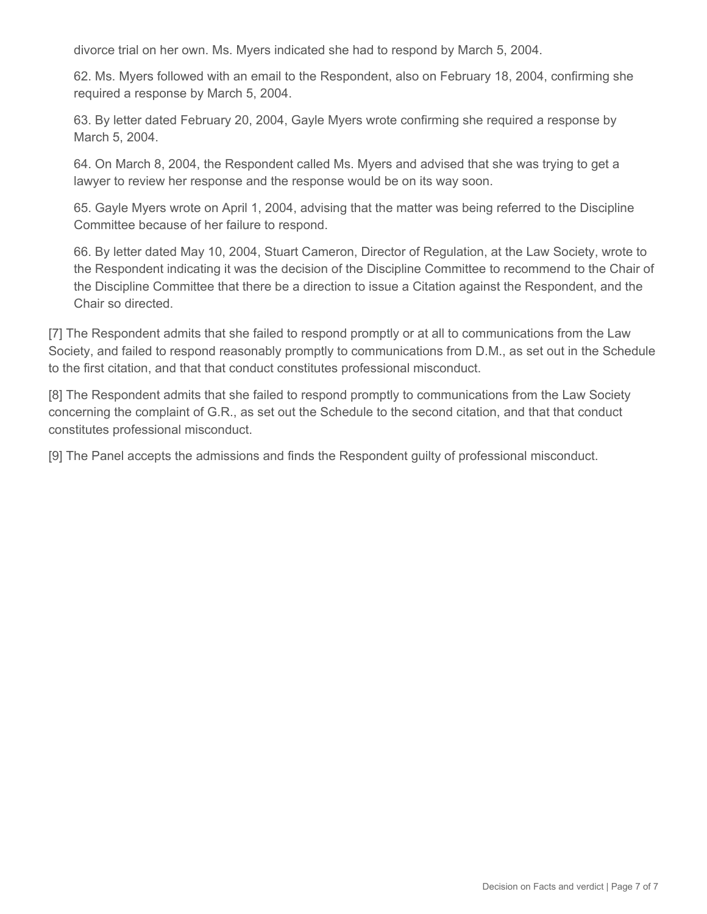divorce trial on her own. Ms. Myers indicated she had to respond by March 5, 2004.

62. Ms. Myers followed with an email to the Respondent, also on February 18, 2004, confirming she required a response by March 5, 2004.

63. By letter dated February 20, 2004, Gayle Myers wrote confirming she required a response by March 5, 2004.

64. On March 8, 2004, the Respondent called Ms. Myers and advised that she was trying to get a lawyer to review her response and the response would be on its way soon.

65. Gayle Myers wrote on April 1, 2004, advising that the matter was being referred to the Discipline Committee because of her failure to respond.

66. By letter dated May 10, 2004, Stuart Cameron, Director of Regulation, at the Law Society, wrote to the Respondent indicating it was the decision of the Discipline Committee to recommend to the Chair of the Discipline Committee that there be a direction to issue a Citation against the Respondent, and the Chair so directed.

[7] The Respondent admits that she failed to respond promptly or at all to communications from the Law Society, and failed to respond reasonably promptly to communications from D.M., as set out in the Schedule to the first citation, and that that conduct constitutes professional misconduct.

[8] The Respondent admits that she failed to respond promptly to communications from the Law Society concerning the complaint of G.R., as set out the Schedule to the second citation, and that that conduct constitutes professional misconduct.

[9] The Panel accepts the admissions and finds the Respondent guilty of professional misconduct.